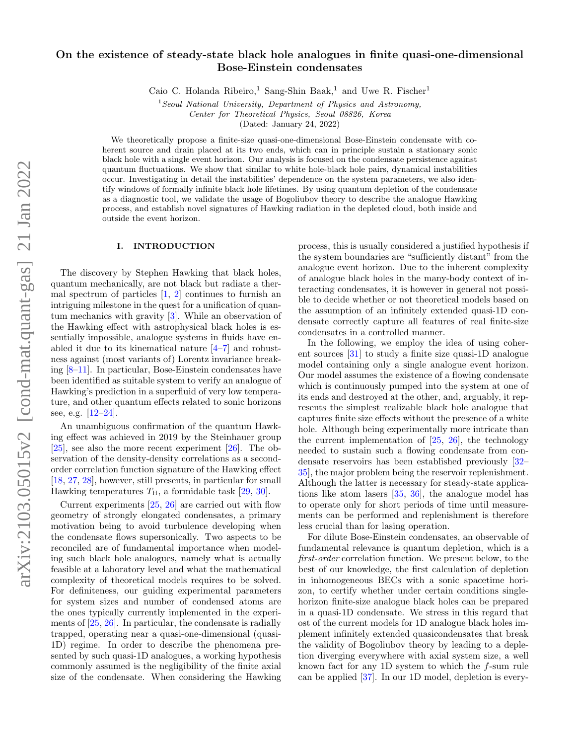# On the existence of steady-state black hole analogues in finite quasi-one-dimensional Bose-Einstein condensates

Caio C. Holanda Ribeiro,[1] Sang-Shin Baak,[1] and Uwe R. Fischer[1]

[1] *Seoul National University, Department of Physics and Astronomy, Center for Theoretical Physics, Seoul 08826, Korea*

(Dated: January 24, 2022)

We theoretically propose a finite-size quasi-one-dimensional Bose-Einstein condensate with coherent source and drain placed at its two ends, which can in principle sustain a stationary sonic black hole with a single event horizon. Our analysis is focused on the condensate persistence against quantum fluctuations. We show that similar to white hole-black hole pairs, dynamical instabilities occur. Investigating in detail the instabilities' dependence on the system parameters, we also identify windows of formally infinite black hole lifetimes. By using quantum depletion of the condensate as a diagnostic tool, we validate the usage of Bogoliubov theory to describe the analogue Hawking process, and establish novel signatures of Hawking radiation in the depleted cloud, both inside and outside the event horizon.

## I. INTRODUCTION

The discovery by Stephen Hawking that black holes, quantum mechanically, are not black but radiate a thermal spectrum of particles [1, 2] continues to furnish an intriguing milestone in the quest for a unification of quantum mechanics with gravity [3]. While an observation of the Hawking effect with astrophysical black holes is essentially impossible, analogue systems in fluids have enabled it due to its kinematical nature [4–7] and robustness against (most variants of) Lorentz invariance breaking [8–11]. In particular, Bose-Einstein condensates have been identified as suitable system to verify an analogue of Hawking's prediction in a superfluid of very low temperature, and other quantum effects related to sonic horizons see, e.g. [12–24].

An unambiguous confirmation of the quantum Hawking effect was achieved in 2019 by the Steinhauer group [25], see also the more recent experiment [26]. The observation of the density-density correlations as a second-order correlation function signature of the Hawking effect [18, 27, 28], however, still presents, in particular for small Hawking temperatures $T_{\rm H}$, a formidable task [29, 30].

Current experiments [25, 26] are carried out with flow geometry of strongly elongated condensates, a primary motivation being to avoid turbulence developing when the condensate flows supersonically. Two aspects to be reconciled are of fundamental importance when modeling such black hole analogues, namely what is actually feasible at a laboratory level and what the mathematical complexity of theoretical models requires to be solved. For definiteness, our guiding experimental parameters for system sizes and number of condensed atoms are the ones typically currently implemented in the experiments of [25, 26]. In particular, the condensate is radially trapped, operating near a quasi-one-dimensional (quasi-1D) regime. In order to describe the phenomena presented by such quasi-1D analogues, a working hypothesis commonly assumed is the negligibility of the finite axial size of the condensate. When considering the Hawking process, this is usually considered a justified hypothesis if the system boundaries are "sufficiently distant" from the analogue event horizon. Due to the inherent complexity of analogue black holes in the many-body context of interacting condensates, it is however in general not possible to decide whether or not theoretical models based on the assumption of an infinitely extended quasi-1D condensate correctly capture all features of real finite-size condensates in a controlled manner.

In the following, we employ the idea of using coherent sources [31] to study a finite size quasi-1D analogue model containing only a single analogue event horizon. Our model assumes the existence of a flowing condensate which is continuously pumped into the system at one of its ends and destroyed at the other, and, arguably, it represents the simplest realizable black hole analogue that captures finite size effects without the presence of a white hole. Although being experimentally more intricate than the current implementation of [25, 26], the technology needed to sustain such a flowing condensate from condensate reservoirs has been established previously [32–35], the major problem being the reservoir replenishment. Although the latter is necessary for steady-state applications like atom lasers [35, 36], the analogue model has to operate only for short periods of time until measurements can be performed and replenishment is therefore less crucial than for lasing operation.

For dilute Bose-Einstein condensates, an observable of fundamental relevance is quantum depletion, which is a *first-order* correlation function. We present below, to the best of our knowledge, the first calculation of depletion in inhomogeneous BECs with a sonic spacetime horizon, to certify whether under certain conditions single-horizon finite-size analogue black holes can be prepared in a quasi-1D condensate. We stress in this regard that ost of the current models for 1D analogue black holes implement infinitely extended quasicondensates that break the validity of Bogoliubov theory by leading to a depletion diverging everywhere with axial system size, a well known fact for any 1D system to which the $f$-sum rule can be applied [37]. In our 1D model, depletion is every-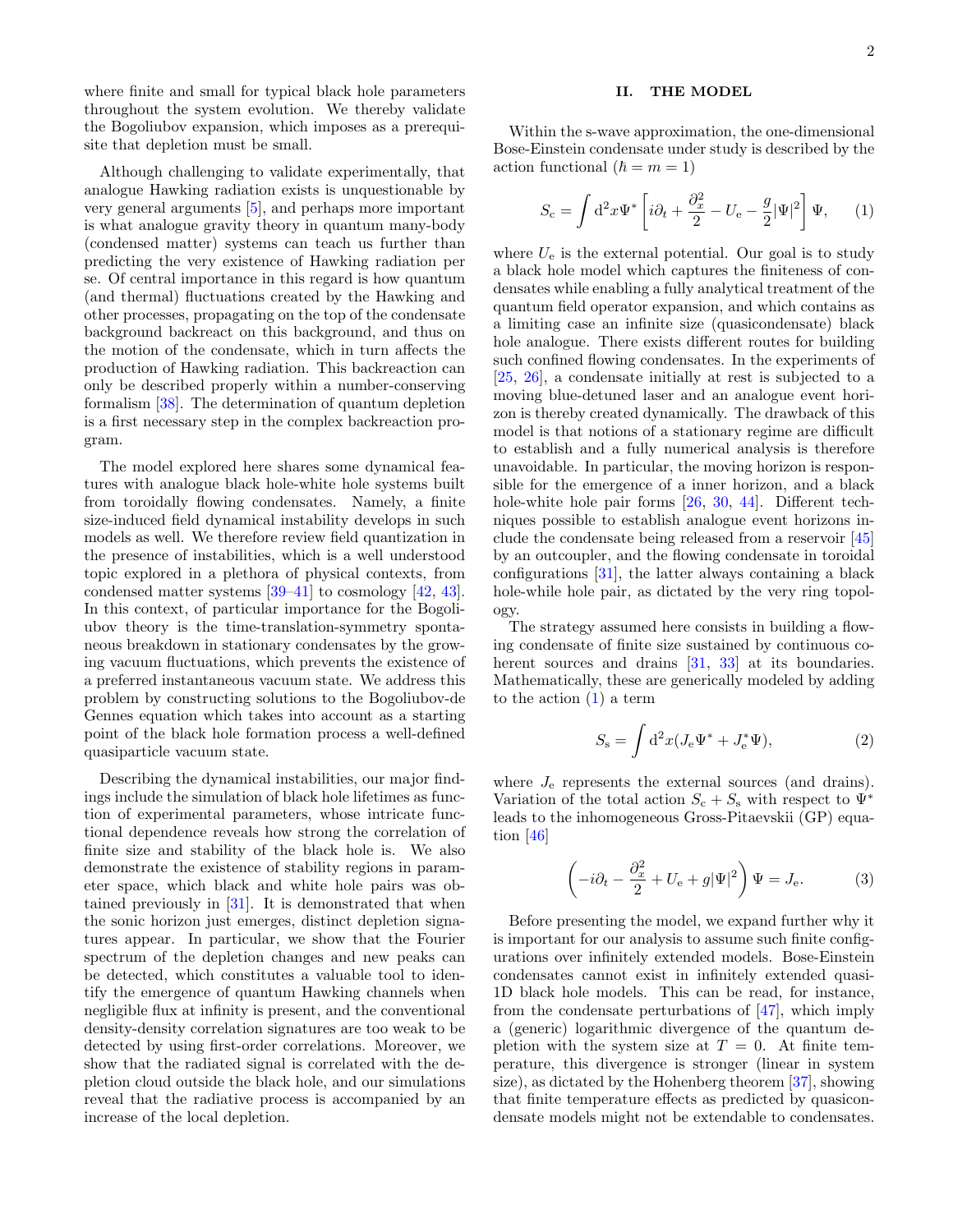where finite and small for typical black hole parameters throughout the system evolution. We thereby validate the Bogoliubov expansion, which imposes as a prerequisite that depletion must be small.

Although challenging to validate experimentally, that analogue Hawking radiation exists is unquestionable by very general arguments [5], and perhaps more important is what analogue gravity theory in quantum many-body (condensed matter) systems can teach us further than predicting the very existence of Hawking radiation per se. Of central importance in this regard is how quantum (and thermal) fluctuations created by the Hawking and other processes, propagating on the top of the condensate background backreact on this background, and thus on the motion of the condensate, which in turn affects the production of Hawking radiation. This backreaction can only be described properly within a number-conserving formalism [38]. The determination of quantum depletion is a first necessary step in the complex backreaction program.

The model explored here shares some dynamical features with analogue black hole-white hole systems built from toroidally flowing condensates. Namely, a finite size-induced field dynamical instability develops in such models as well. We therefore review field quantization in the presence of instabilities, which is a well understood topic explored in a plethora of physical contexts, from condensed matter systems [39–41] to cosmology [42, 43]. In this context, of particular importance for the Bogoliubov theory is the time-translation-symmetry spontaneous breakdown in stationary condensates by the growing vacuum fluctuations, which prevents the existence of a preferred instantaneous vacuum state. We address this problem by constructing solutions to the Bogoliubov-de Gennes equation which takes into account as a starting point of the black hole formation process a well-defined quasiparticle vacuum state.

Describing the dynamical instabilities, our major findings include the simulation of black hole lifetimes as function of experimental parameters, whose intricate functional dependence reveals how strong the correlation of finite size and stability of the black hole is. We also demonstrate the existence of stability regions in parameter space, which black and white hole pairs was obtained previously in [31]. It is demonstrated that when the sonic horizon just emerges, distinct depletion signatures appear. In particular, we show that the Fourier spectrum of the depletion changes and new peaks can be detected, which constitutes a valuable tool to identify the emergence of quantum Hawking channels when negligible flux at infinity is present, and the conventional density-density correlation signatures are too weak to be detected by using first-order correlations. Moreover, we show that the radiated signal is correlated with the depletion cloud outside the black hole, and our simulations reveal that the radiative process is accompanied by an increase of the local depletion.

## II. THE MODEL

Within the s-wave approximation, the one-dimensional Bose-Einstein condensate under study is described by the action functional ($\hbar = m = 1$)

$$S_{\rm c} = \int {\rm d}^2x \Psi^* \left[ i\partial_t + \frac{\partial_x^2}{2} - U_{\rm e} - \frac{g}{2}|\Psi|^2 \right] \Psi, \qquad (1)$$

where $U_{\rm e}$ is the external potential. Our goal is to study a black hole model which captures the finiteness of condensates while enabling a fully analytical treatment of the quantum field operator expansion, and which contains as a limiting case an infinite size (quasicondensate) black hole analogue. There exists different routes for building such confined flowing condensates. In the experiments of [25, 26], a condensate initially at rest is subjected to a moving blue-detuned laser and an analogue event horizon is thereby created dynamically. The drawback of this model is that notions of a stationary regime are difficult to establish and a fully numerical analysis is therefore unavoidable. In particular, the moving horizon is responsible for the emergence of a inner horizon, and a black hole-white hole pair forms [26, 30, 44]. Different techniques possible to establish analogue event horizons include the condensate being released from a reservoir [45] by an outcoupler, and the flowing condensate in toroidal configurations [31], the latter always containing a black hole-while hole pair, as dictated by the very ring topology.

The strategy assumed here consists in building a flowing condensate of finite size sustained by continuous coherent sources and drains [31, 33] at its boundaries. Mathematically, these are generically modeled by adding to the action (1) a term

$$S_{\rm s} = \int {\rm d}^2x (J_{\rm e}\Psi^* + J_{\rm e}^*\Psi), \qquad (2)$$

where $J_{\rm e}$ represents the external sources (and drains). Variation of the total action $S_{\rm c} + S_{\rm s}$ with respect to $\Psi^*$ leads to the inhomogeneous Gross-Pitaevskii (GP) equation [46]

$$\left( -i\partial_t - \frac{\partial_x^2}{2} + U_{\rm e} + g|\Psi|^2 \right) \Psi = J_{\rm e}. \qquad (3)$$

Before presenting the model, we expand further why it is important for our analysis to assume such finite configurations over infinitely extended models. Bose-Einstein condensates cannot exist in infinitely extended quasi-1D black hole models. This can be read, for instance, from the condensate perturbations of [47], which imply a (generic) logarithmic divergence of the quantum depletion with the system size at $T = 0$. At finite temperature, this divergence is stronger (linear in system size), as dictated by the Hohenberg theorem [37], showing that finite temperature effects as predicted by quasicondensate models might not be extendable to condensates.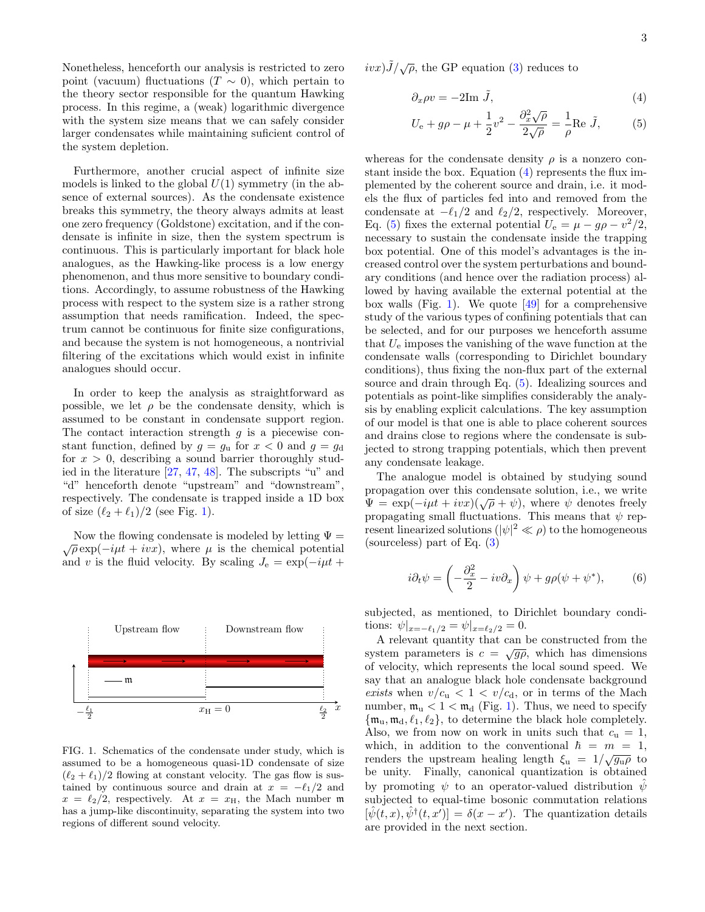Nonetheless, henceforth our analysis is restricted to zero point (vacuum) fluctuations ($T \sim 0$), which pertain to the theory sector responsible for the quantum Hawking process. In this regime, a (weak) logarithmic divergence with the system size means that we can safely consider larger condensates while maintaining suficient control of the system depletion.

Furthermore, another crucial aspect of infinite size models is linked to the global $U(1)$ symmetry (in the absence of external sources). As the condensate existence breaks this symmetry, the theory always admits at least one zero frequency (Goldstone) excitation, and if the condensate is infinite in size, then the system spectrum is continuous. This is particularly important for black hole analogues, as the Hawking-like process is a low energy phenomenon, and thus more sensitive to boundary conditions. Accordingly, to assume robustness of the Hawking process with respect to the system size is a rather strong assumption that needs ramification. Indeed, the spectrum cannot be continuous for finite size configurations, and because the system is not homogeneous, a nontrivial filtering of the excitations which would exist in infinite analogues should occur.

In order to keep the analysis as straightforward as possible, we let $\rho$ be the condensate density, which is assumed to be constant in condensate support region. The contact interaction strength $g$ is a piecewise constant function, defined by $g = g_{\rm u}$ for $x < 0$ and $g = g_{\rm d}$ for $x > 0$, describing a sound barrier thoroughly studied in the literature [27, 47, 48]. The subscripts "u" and "d" henceforth denote "upstream" and "downstream", respectively. The condensate is trapped inside a 1D box of size $(\ell_2 + \ell_1)/2$ (see Fig. 1).

Now the flowing condensate is modeled by letting $\Psi = \sqrt{\rho}\exp(-i\mu t + ivx)$, where $\mu$ is the chemical potential and $v$ is the fluid velocity. By scaling $J_{\rm e} = \exp(-i\mu t + ivx)\tilde{J}/\sqrt{\rho}$, the GP equation (3) reduces to

$$\partial_x \rho v = -2{\rm Im}\ \tilde{J}, \tag{4}$$

$$U_{\rm e} + g\rho - \mu + \frac{1}{2}v^2 - \frac{\partial_x^2\sqrt{\rho}}{2\sqrt{\rho}} = \frac{1}{\rho}{\rm Re}\ \tilde{J}, \tag{5}$$

whereas for the condensate density $\rho$ is a nonzero constant inside the box. Equation (4) represents the flux implemented by the coherent source and drain, i.e. it models the flux of particles fed into and removed from the condensate at $-\ell_1/2$ and $\ell_2/2$, respectively. Moreover, Eq. (5) fixes the external potential $U_{\rm e} = \mu - g\rho - v^2/2$, necessary to sustain the condensate inside the trapping box potential. One of this model's advantages is the increased control over the system perturbations and boundary conditions (and hence over the radiation process) allowed by having available the external potential at the box walls (Fig. 1). We quote [49] for a comprehensive study of the various types of confining potentials that can be selected, and for our purposes we henceforth assume that $U_{\rm e}$ imposes the vanishing of the wave function at the condensate walls (corresponding to Dirichlet boundary conditions), thus fixing the non-flux part of the external source and drain through Eq. (5). Idealizing sources and potentials as point-like simplifies considerably the analysis by enabling explicit calculations. The key assumption of our model is that one is able to place coherent sources and drains close to regions where the condensate is subjected to strong trapping potentials, which then prevent any condensate leakage.

The analogue model is obtained by studying sound propagation over this condensate solution, i.e., we write $\Psi = \exp(-i\mu t + ivx)(\sqrt{\rho} + \psi)$, where $\psi$ denotes freely propagating small fluctuations. This means that $\psi$ represent linearized solutions ($|\psi|^2 \ll \rho$) to the homogeneous (sourceless) part of Eq. (3)

$$i\partial_t\psi = \left(-\frac{\partial_x^2}{2} - iv\partial_x\right)\psi + g\rho(\psi + \psi^*), \tag{6}$$

subjected, as mentioned, to Dirichlet boundary conditions: $\psi|_{x=-\ell_1/2} = \psi|_{x=\ell_2/2} = 0$.

A relevant quantity that can be constructed from the system parameters is $c = \sqrt{g\rho}$, which has dimensions of velocity, which represents the local sound speed. We say that an analogue black hole condensate background *exists* when $v/c_{\rm u} < 1 < v/c_{\rm d}$, or in terms of the Mach number, $\mathfrak{m}_{\rm u} < 1 < \mathfrak{m}_{\rm d}$ (Fig. 1). Thus, we need to specify $\{\mathfrak{m}_{\rm u}, \mathfrak{m}_{\rm d}, \ell_1, \ell_2\}$, to determine the black hole completely. Also, we from now on work in units such that $c_{\rm u} = 1$, which, in addition to the conventional $\hbar = m = 1$, renders the upstream healing length $\xi_{\rm u} = 1/\sqrt{g_{\rm u}\rho}$ to be unity. Finally, canonical quantization is obtained by promoting $\psi$ to an operator-valued distribution $\hat{\psi}$ subjected to equal-time bosonic commutation relations $[\hat{\psi}(t,x), \hat{\psi}^\dagger(t,x')] = \delta(x - x')$. The quantization details are provided in the next section.

FIG. 1. Schematics of the condensate under study, which is assumed to be a homogeneous quasi-1D condensate of size $(\ell_2 + \ell_1)/2$ flowing at constant velocity. The gas flow is sustained by continuous source and drain at $x = -\ell_1/2$ and $x = \ell_2/2$, respectively. At $x = x_{\rm H}$, the Mach number $\mathfrak{m}$ has a jump-like discontinuity, separating the system into two regions of different sound velocity.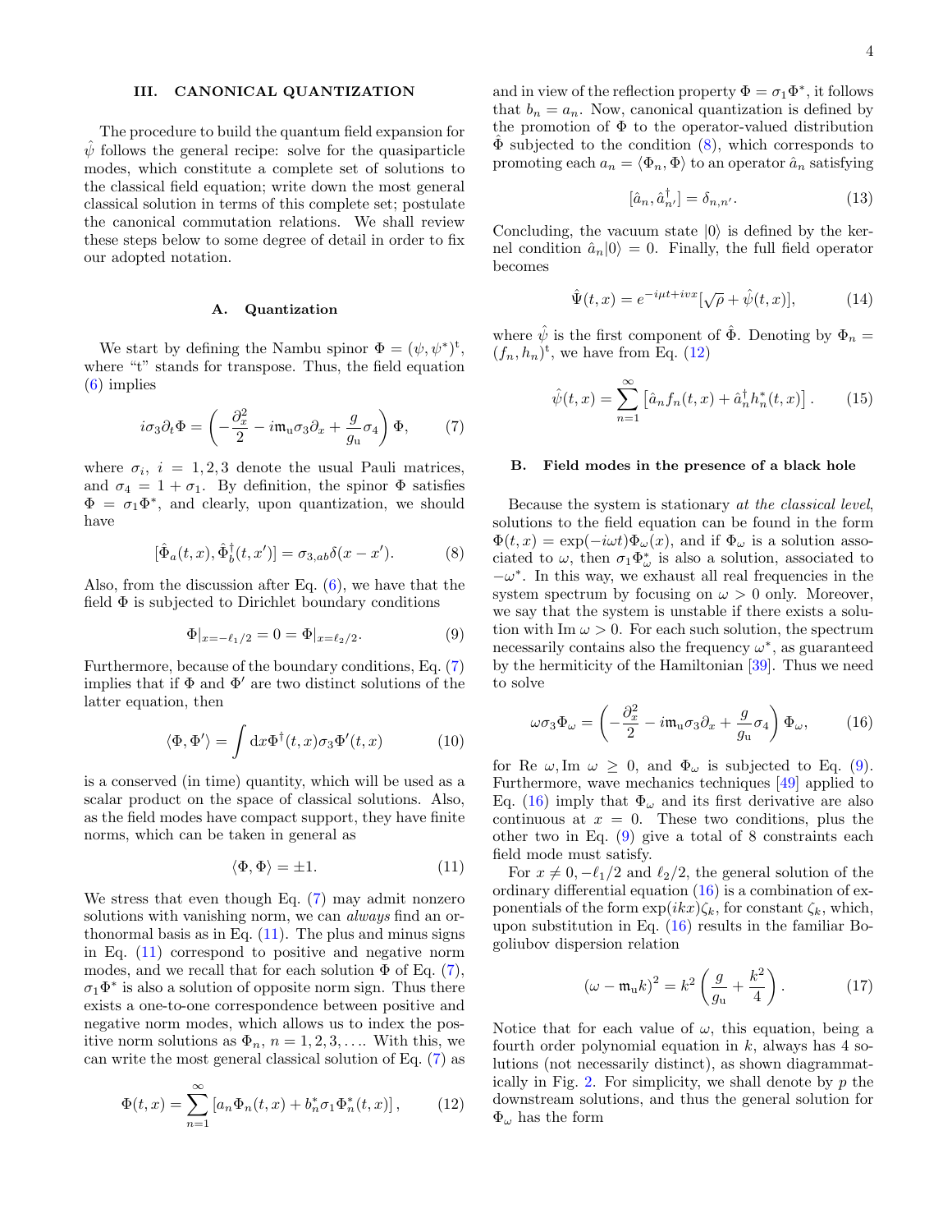## III. CANONICAL QUANTIZATION

The procedure to build the quantum field expansion for $\hat{\psi}$ follows the general recipe: solve for the quasiparticle modes, which constitute a complete set of solutions to the classical field equation; write down the most general classical solution in terms of this complete set; postulate the canonical commutation relations. We shall review these steps below to some degree of detail in order to fix our adopted notation.

### A. Quantization

We start by defining the Nambu spinor $\Phi = (\psi, \psi^*)^{\mathrm{t}}$, where "t" stands for transpose. Thus, the field equation (6) implies

$$i\sigma_3 \partial_t \Phi = \left( -\frac{\partial_x^2}{2} - i\mathfrak{m}_{\mathrm{u}} \sigma_3 \partial_x + \frac{g}{g_{\mathrm{u}}} \sigma_4 \right) \Phi, \tag{7}$$

where $\sigma_i$, $i = 1, 2, 3$ denote the usual Pauli matrices, and $\sigma_4 = 1 + \sigma_1$. By definition, the spinor $\Phi$ satisfies $\Phi = \sigma_1 \Phi^*$, and clearly, upon quantization, we should have

$$[\hat{\Phi}_a(t,x), \hat{\Phi}_b^\dagger(t,x')] = \sigma_{3,ab} \delta(x - x'). \tag{8}$$

Also, from the discussion after Eq. (6), we have that the field $\Phi$ is subjected to Dirichlet boundary conditions

$$\Phi|_{x=-\ell_1/2} = 0 = \Phi|_{x=\ell_2/2}. \tag{9}$$

Furthermore, because of the boundary conditions, Eq. (7) implies that if $\Phi$ and $\Phi'$ are two distinct solutions of the latter equation, then

$$\langle \Phi, \Phi' \rangle = \int \mathrm{d}x \Phi^\dagger(t,x) \sigma_3 \Phi'(t,x) \tag{10}$$

is a conserved (in time) quantity, which will be used as a scalar product on the space of classical solutions. Also, as the field modes have compact support, they have finite norms, which can be taken in general as

$$\langle \Phi, \Phi \rangle = \pm 1. \tag{11}$$

We stress that even though Eq. (7) may admit nonzero solutions with vanishing norm, we can *always* find an orthonormal basis as in Eq. (11). The plus and minus signs in Eq. (11) correspond to positive and negative norm modes, and we recall that for each solution $\Phi$ of Eq. (7), $\sigma_1 \Phi^*$ is also a solution of opposite norm sign. Thus there exists a one-to-one correspondence between positive and negative norm modes, which allows us to index the positive norm solutions as $\Phi_n$, $n = 1, 2, 3, \ldots$. With this, we can write the most general classical solution of Eq. (7) as

$$\Phi(t,x) = \sum_{n=1}^{\infty} \left[ a_n \Phi_n(t,x) + b_n^* \sigma_1 \Phi_n^*(t,x) \right], \tag{12}$$

and in view of the reflection property $\Phi = \sigma_1 \Phi^*$, it follows that $b_n = a_n$. Now, canonical quantization is defined by the promotion of $\Phi$ to the operator-valued distribution $\hat{\Phi}$ subjected to the condition (8), which corresponds to promoting each $a_n = \langle \Phi_n, \Phi \rangle$ to an operator $\hat{a}_n$ satisfying

$$[\hat{a}_n, \hat{a}_{n'}^\dagger] = \delta_{n,n'}. \tag{13}$$

Concluding, the vacuum state $|0\rangle$ is defined by the kernel condition $\hat{a}_n|0\rangle = 0$. Finally, the full field operator becomes

$$\hat{\Psi}(t,x) = e^{-i\mu t + ivx} [\sqrt{\rho} + \hat{\psi}(t,x)], \tag{14}$$

where $\hat{\psi}$ is the first component of $\hat{\Phi}$. Denoting by $\Phi_n = (f_n, h_n)^{\mathrm{t}}$, we have from Eq. (12)

$$\hat{\psi}(t,x) = \sum_{n=1}^{\infty} \left[ \hat{a}_n f_n(t,x) + \hat{a}_n^\dagger h_n^*(t,x) \right]. \tag{15}$$

### B. Field modes in the presence of a black hole

Because the system is stationary *at the classical level*, solutions to the field equation can be found in the form $\Phi(t,x) = \exp(-i\omega t) \Phi_\omega(x)$, and if $\Phi_\omega$ is a solution associated to $\omega$, then $\sigma_1 \Phi_\omega^*$ is also a solution, associated to $-\omega^*$. In this way, we exhaust all real frequencies in the system spectrum by focusing on $\omega > 0$ only. Moreover, we say that the system is unstable if there exists a solution with $\mathrm{Im}\ \omega > 0$. For each such solution, the spectrum necessarily contains also the frequency $\omega^*$, as guaranteed by the hermiticity of the Hamiltonian [39]. Thus we need to solve

$$\omega \sigma_3 \Phi_\omega = \left( -\frac{\partial_x^2}{2} - i\mathfrak{m}_{\mathrm{u}} \sigma_3 \partial_x + \frac{g}{g_{\mathrm{u}}} \sigma_4 \right) \Phi_\omega, \tag{16}$$

for $\mathrm{Re}\ \omega, \mathrm{Im}\ \omega \geq 0$, and $\Phi_\omega$ is subjected to Eq. (9). Furthermore, wave mechanics techniques [49] applied to Eq. (16) imply that $\Phi_\omega$ and its first derivative are also continuous at $x = 0$. These two conditions, plus the other two in Eq. (9) give a total of 8 constraints each field mode must satisfy.

For $x \neq 0, -\ell_1/2$ and $\ell_2/2$, the general solution of the ordinary differential equation (16) is a combination of exponentials of the form $\exp(ikx)\zeta_k$, for constant $\zeta_k$, which, upon substitution in Eq. (16) results in the familiar Bogoliubov dispersion relation

$$(\omega - \mathfrak{m}_{\mathrm{u}} k)^2 = k^2 \left( \frac{g}{g_{\mathrm{u}}} + \frac{k^2}{4} \right). \tag{17}$$

Notice that for each value of $\omega$, this equation, being a fourth order polynomial equation in $k$, always has 4 solutions (not necessarily distinct), as shown diagrammatically in Fig. 2. For simplicity, we shall denote by $p$ the downstream solutions, and thus the general solution for $\Phi_\omega$ has the form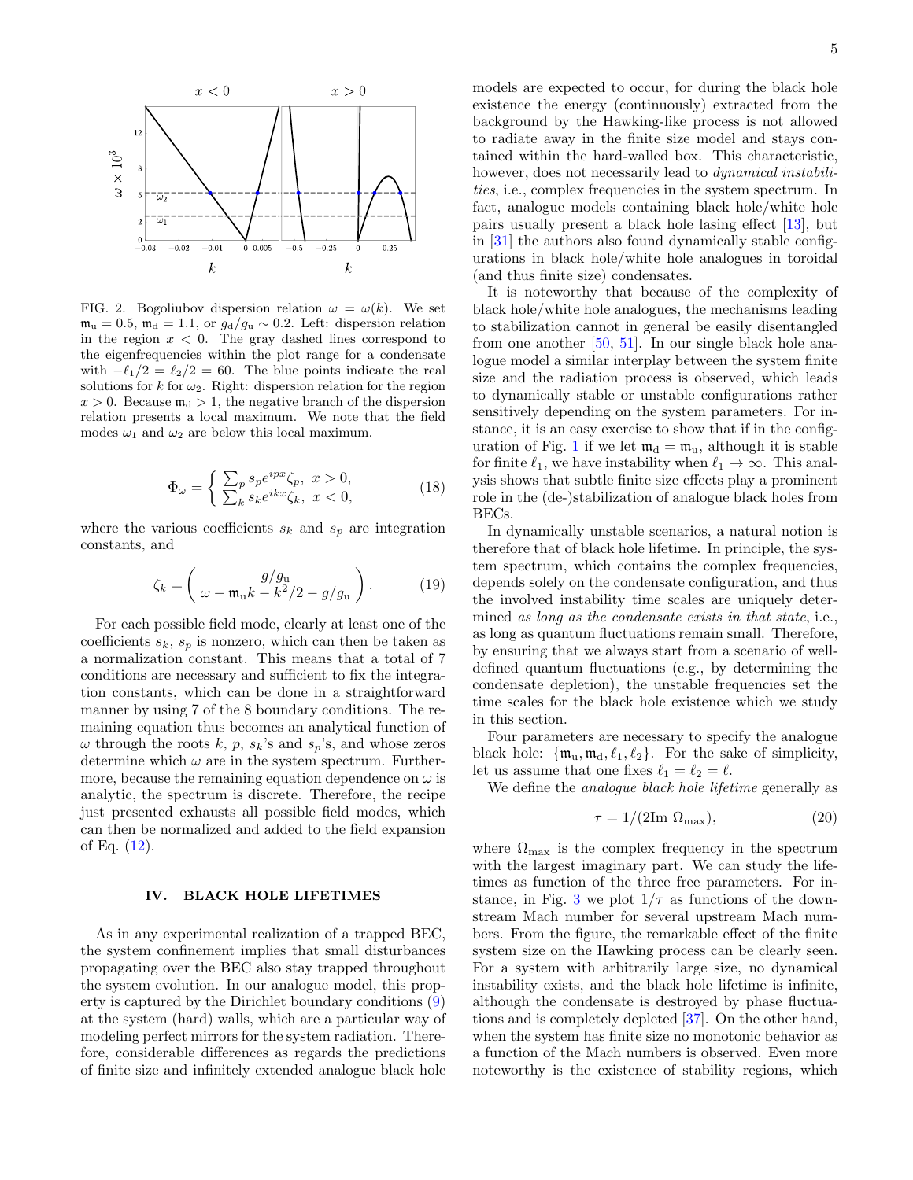FIG. 2. Bogoliubov dispersion relation $\omega = \omega(k)$. We set $\mathfrak{m}_\mathrm{u} = 0.5$, $\mathfrak{m}_\mathrm{d} = 1.1$, or $g_\mathrm{d}/g_\mathrm{u} \sim 0.2$. Left: dispersion relation in the region $x < 0$. The gray dashed lines correspond to the eigenfrequencies within the plot range for a condensate with $-\ell_1/2 = \ell_2/2 = 60$. The blue points indicate the real solutions for $k$ for $\omega_2$. Right: dispersion relation for the region $x > 0$. Because $\mathfrak{m}_\mathrm{d} > 1$, the negative branch of the dispersion relation presents a local maximum. We note that the field modes $\omega_1$ and $\omega_2$ are below this local maximum.

$$\Phi_\omega = \begin{cases} \sum_p s_p e^{ipx}\zeta_p, & x > 0, \\ \sum_k s_k e^{ikx}\zeta_k, & x < 0, \end{cases} \tag{18}$$

where the various coefficients $s_k$ and $s_p$ are integration constants, and

$$\zeta_k = \begin{pmatrix} g/g_\mathrm{u} \\ \omega - \mathfrak{m}_\mathrm{u} k - k^2/2 - g/g_\mathrm{u} \end{pmatrix}. \tag{19}$$

For each possible field mode, clearly at least one of the coefficients $s_k$, $s_p$ is nonzero, which can then be taken as a normalization constant. This means that a total of 7 conditions are necessary and sufficient to fix the integration constants, which can be done in a straightforward manner by using 7 of the 8 boundary conditions. The remaining equation thus becomes an analytical function of $\omega$ through the roots $k$, $p$, $s_k$'s and $s_p$'s, and whose zeros determine which $\omega$ are in the system spectrum. Furthermore, because the remaining equation dependence on $\omega$ is analytic, the spectrum is discrete. Therefore, the recipe just presented exhausts all possible field modes, which can then be normalized and added to the field expansion of Eq. (12).

## IV. BLACK HOLE LIFETIMES

As in any experimental realization of a trapped BEC, the system confinement implies that small disturbances propagating over the BEC also stay trapped throughout the system evolution. In our analogue model, this property is captured by the Dirichlet boundary conditions (9) at the system (hard) walls, which are a particular way of modeling perfect mirrors for the system radiation. Therefore, considerable differences as regards the predictions of finite size and infinitely extended analogue black hole models are expected to occur, for during the black hole existence the energy (continuously) extracted from the background by the Hawking-like process is not allowed to radiate away in the finite size model and stays contained within the hard-walled box. This characteristic, however, does not necessarily lead to *dynamical instabilities*, i.e., complex frequencies in the system spectrum. In fact, analogue models containing black hole/white hole pairs usually present a black hole lasing effect [13], but in [31] the authors also found dynamically stable configurations in black hole/white hole analogues in toroidal (and thus finite size) condensates.

It is noteworthy that because of the complexity of black hole/white hole analogues, the mechanisms leading to stabilization cannot in general be easily disentangled from one another [50, 51]. In our single black hole analogue model a similar interplay between the system finite size and the radiation process is observed, which leads to dynamically stable or unstable configurations rather sensitively depending on the system parameters. For instance, it is an easy exercise to show that if in the configuration of Fig. 1 if we let $\mathfrak{m}_\mathrm{d} = \mathfrak{m}_\mathrm{u}$, although it is stable for finite $\ell_1$, we have instability when $\ell_1 \to \infty$. This analysis shows that subtle finite size effects play a prominent role in the (de-)stabilization of analogue black holes from BECs.

In dynamically unstable scenarios, a natural notion is therefore that of black hole lifetime. In principle, the system spectrum, which contains the complex frequencies, depends solely on the condensate configuration, and thus the involved instability time scales are uniquely determined *as long as the condensate exists in that state*, i.e., as long as quantum fluctuations remain small. Therefore, by ensuring that we always start from a scenario of well-defined quantum fluctuations (e.g., by determining the condensate depletion), the unstable frequencies set the time scales for the black hole existence which we study in this section.

Four parameters are necessary to specify the analogue black hole: $\{\mathfrak{m}_\mathrm{u}, \mathfrak{m}_\mathrm{d}, \ell_1, \ell_2\}$. For the sake of simplicity, let us assume that one fixes $\ell_1 = \ell_2 = \ell$.

We define the *analogue black hole lifetime* generally as

$$\tau = 1/(2\mathrm{Im}\ \Omega_\mathrm{max}), \tag{20}$$

where $\Omega_\mathrm{max}$ is the complex frequency in the spectrum with the largest imaginary part. We can study the lifetimes as function of the three free parameters. For instance, in Fig. 3 we plot $1/\tau$ as functions of the downstream Mach number for several upstream Mach numbers. From the figure, the remarkable effect of the finite system size on the Hawking process can be clearly seen. For a system with arbitrarily large size, no dynamical instability exists, and the black hole lifetime is infinite, although the condensate is destroyed by phase fluctuations and is completely depleted [37]. On the other hand, when the system has finite size no monotonic behavior as a function of the Mach numbers is observed. Even more noteworthy is the existence of stability regions, which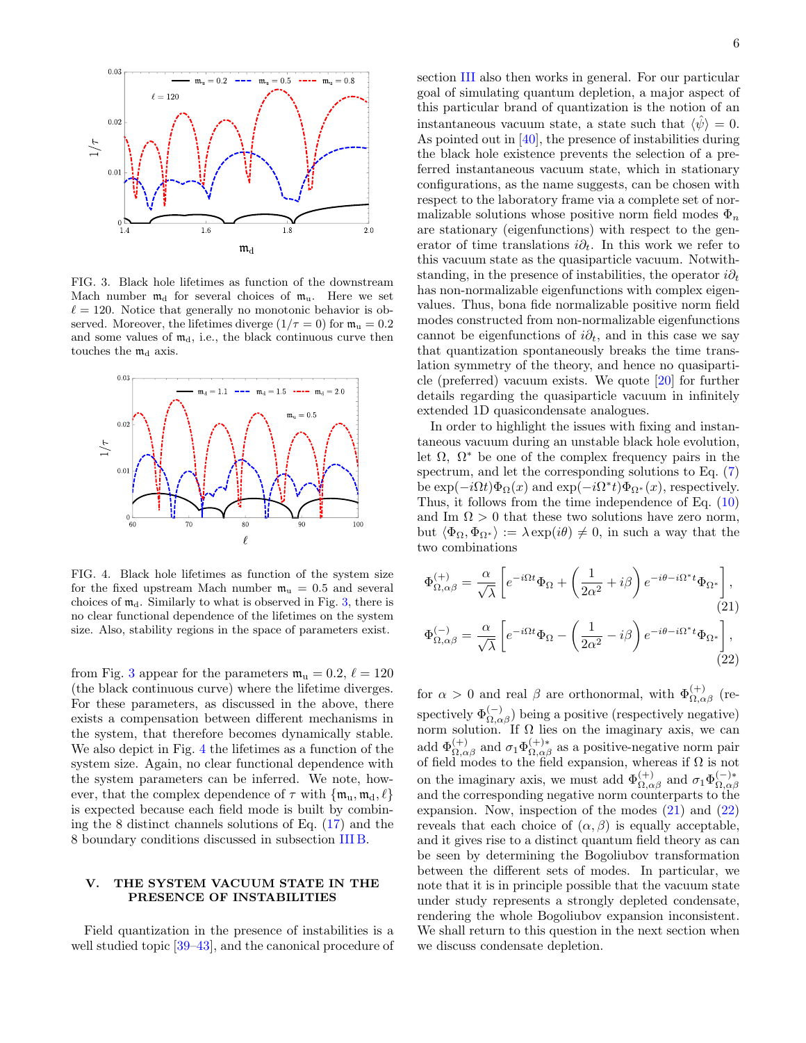FIG. 3. Black hole lifetimes as function of the downstream Mach number $\mathfrak{m}_{\rm d}$ for several choices of $\mathfrak{m}_{\rm u}$. Here we set $\ell = 120$. Notice that generally no monotonic behavior is observed. Moreover, the lifetimes diverge ($1/\tau = 0$) for $\mathfrak{m}_{\rm u} = 0.2$ and some values of $\mathfrak{m}_{\rm d}$, i.e., the black continuous curve then touches the $\mathfrak{m}_{\rm d}$ axis.

FIG. 4. Black hole lifetimes as function of the system size for the fixed upstream Mach number $\mathfrak{m}_{\rm u} = 0.5$ and several choices of $\mathfrak{m}_{\rm d}$. Similarly to what is observed in Fig. 3, there is no clear functional dependence of the lifetimes on the system size. Also, stability regions in the space of parameters exist.

from Fig. 3 appear for the parameters $\mathfrak{m}_{\rm u} = 0.2$, $\ell = 120$ (the black continuous curve) where the lifetime diverges. For these parameters, as discussed in the above, there exists a compensation between different mechanisms in the system, that therefore becomes dynamically stable. We also depict in Fig. 4 the lifetimes as a function of the system size. Again, no clear functional dependence with the system parameters can be inferred. We note, however, that the complex dependence of $\tau$ with $\{\mathfrak{m}_{\rm u}, \mathfrak{m}_{\rm d}, \ell\}$ is expected because each field mode is built by combining the 8 distinct channels solutions of Eq. (17) and the 8 boundary conditions discussed in subsection III B.

## V. THE SYSTEM VACUUM STATE IN THE PRESENCE OF INSTABILITIES

Field quantization in the presence of instabilities is a well studied topic [39–43], and the canonical procedure of section III also then works in general. For our particular goal of simulating quantum depletion, a major aspect of this particular brand of quantization is the notion of an instantaneous vacuum state, a state such that $\langle\hat{\psi}\rangle = 0$. As pointed out in [40], the presence of instabilities during the black hole existence prevents the selection of a preferred instantaneous vacuum state, which in stationary configurations, as the name suggests, can be chosen with respect to the laboratory frame via a complete set of normalizable solutions whose positive norm field modes $\Phi_n$ are stationary (eigenfunctions) with respect to the generator of time translations $i\partial_t$. In this work we refer to this vacuum state as the quasiparticle vacuum. Notwithstanding, in the presence of instabilities, the operator $i\partial_t$ has non-normalizable eigenfunctions with complex eigenvalues. Thus, bona fide normalizable positive norm field modes constructed from non-normalizable eigenfunctions cannot be eigenfunctions of $i\partial_t$, and in this case we say that quantization spontaneously breaks the time translation symmetry of the theory, and hence no quasiparticle (preferred) vacuum exists. We quote [20] for further details regarding the quasiparticle vacuum in infinitely extended 1D quasicondensate analogues.

In order to highlight the issues with fixing and instantaneous vacuum during an unstable black hole evolution, let $\Omega$, $\Omega^*$ be one of the complex frequency pairs in the spectrum, and let the corresponding solutions to Eq. (7) be $\exp(-i\Omega t)\Phi_\Omega(x)$ and $\exp(-i\Omega^* t)\Phi_{\Omega^*}(x)$, respectively. Thus, it follows from the time independence of Eq. (10) and $\mathrm{Im}\,\Omega > 0$ that these two solutions have zero norm, but $\langle\Phi_\Omega, \Phi_{\Omega^*}\rangle := \lambda\exp(i\theta) \neq 0$, in such a way that the two combinations

$$\Phi^{(+)}_{\Omega,\alpha\beta} = \frac{\alpha}{\sqrt{\lambda}}\left[e^{-i\Omega t}\Phi_\Omega + \left(\frac{1}{2\alpha^2} + i\beta\right)e^{-i\theta - i\Omega^* t}\Phi_{\Omega^*}\right], \tag{21}$$

$$\Phi^{(-)}_{\Omega,\alpha\beta} = \frac{\alpha}{\sqrt{\lambda}}\left[e^{-i\Omega t}\Phi_\Omega - \left(\frac{1}{2\alpha^2} - i\beta\right)e^{-i\theta - i\Omega^* t}\Phi_{\Omega^*}\right], \tag{22}$$

for $\alpha > 0$ and real $\beta$ are orthonormal, with $\Phi^{(+)}_{\Omega,\alpha\beta}$ (respectively $\Phi^{(-)}_{\Omega,\alpha\beta}$) being a positive (respectively negative) norm solution. If $\Omega$ lies on the imaginary axis, we can add $\Phi^{(+)}_{\Omega,\alpha\beta}$ and $\sigma_1\Phi^{(+)*}_{\Omega,\alpha\beta}$ as a positive-negative norm pair of field modes to the field expansion, whereas if $\Omega$ is not on the imaginary axis, we must add $\Phi^{(+)}_{\Omega,\alpha\beta}$ and $\sigma_1\Phi^{(-)*}_{\Omega,\alpha\beta}$ and the corresponding negative norm counterparts to the expansion. Now, inspection of the modes (21) and (22) reveals that each choice of $(\alpha, \beta)$ is equally acceptable, and it gives rise to a distinct quantum field theory as can be seen by determining the Bogoliubov transformation between the different sets of modes. In particular, we note that it is in principle possible that the vacuum state under study represents a strongly depleted condensate, rendering the whole Bogoliubov expansion inconsistent. We shall return to this question in the next section when we discuss condensate depletion.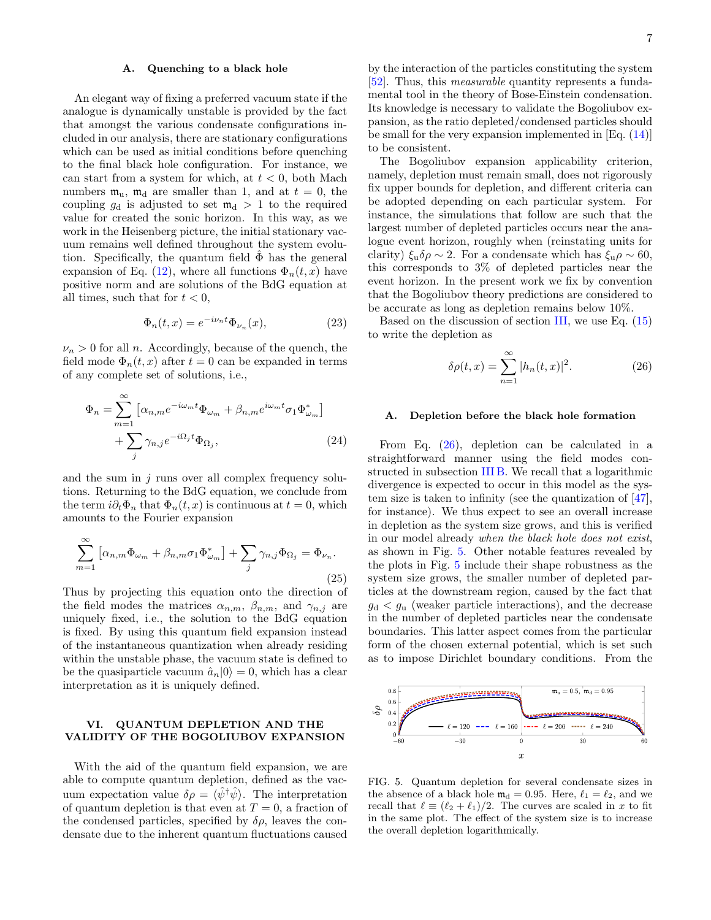### A. Quenching to a black hole

An elegant way of fixing a preferred vacuum state if the analogue is dynamically unstable is provided by the fact that amongst the various condensate configurations included in our analysis, there are stationary configurations which can be used as initial conditions before quenching to the final black hole configuration. For instance, we can start from a system for which, at $t < 0$, both Mach numbers $\mathfrak{m}_\mathrm{u}$, $\mathfrak{m}_\mathrm{d}$ are smaller than 1, and at $t = 0$, the coupling $g_\mathrm{d}$ is adjusted to set $\mathfrak{m}_\mathrm{d} > 1$ to the required value for created the sonic horizon. In this way, as we work in the Heisenberg picture, the initial stationary vacuum remains well defined throughout the system evolution. Specifically, the quantum field $\hat{\Phi}$ has the general expansion of Eq. (12), where all functions $\Phi_n(t, x)$ have positive norm and are solutions of the BdG equation at all times, such that for $t < 0$,

$$\Phi_n(t,x) = e^{-i\nu_n t}\Phi_{\nu_n}(x), \tag{23}$$

$\nu_n > 0$ for all $n$. Accordingly, because of the quench, the field mode $\Phi_n(t, x)$ after $t = 0$ can be expanded in terms of any complete set of solutions, i.e.,

$$\Phi_n = \sum_{m=1}^{\infty}\left[\alpha_{n,m}e^{-i\omega_m t}\Phi_{\omega_m} + \beta_{n,m}e^{i\omega_m t}\sigma_1\Phi^*_{\omega_m}\right] + \sum_j \gamma_{n,j}e^{-i\Omega_j t}\Phi_{\Omega_j}, \tag{24}$$

and the sum in $j$ runs over all complex frequency solutions. Returning to the BdG equation, we conclude from the term $i\partial_t\Phi_n$ that $\Phi_n(t,x)$ is continuous at $t = 0$, which amounts to the Fourier expansion

$$\sum_{m=1}^{\infty}\left[\alpha_{n,m}\Phi_{\omega_m} + \beta_{n,m}\sigma_1\Phi^*_{\omega_m}\right] + \sum_j \gamma_{n,j}\Phi_{\Omega_j} = \Phi_{\nu_n}. \tag{25}$$

Thus by projecting this equation onto the direction of the field modes the matrices $\alpha_{n,m}$, $\beta_{n,m}$, and $\gamma_{n,j}$ are uniquely fixed, i.e., the solution to the BdG equation is fixed. By using this quantum field expansion instead of the instantaneous quantization when already residing within the unstable phase, the vacuum state is defined to be the quasiparticle vacuum $\hat{a}_n|0\rangle = 0$, which has a clear interpretation as it is uniquely defined.

## VI. QUANTUM DEPLETION AND THE VALIDITY OF THE BOGOLIUBOV EXPANSION

With the aid of the quantum field expansion, we are able to compute quantum depletion, defined as the vacuum expectation value $\delta\rho = \langle\hat{\psi}^\dagger\hat{\psi}\rangle$. The interpretation of quantum depletion is that even at $T = 0$, a fraction of the condensed particles, specified by $\delta\rho$, leaves the condensate due to the inherent quantum fluctuations caused by the interaction of the particles constituting the system [52]. Thus, this *measurable* quantity represents a fundamental tool in the theory of Bose-Einstein condensation. Its knowledge is necessary to validate the Bogoliubov expansion, as the ratio depleted/condensed particles should be small for the very expansion implemented in [Eq. (14)] to be consistent.

The Bogoliubov expansion applicability criterion, namely, depletion must remain small, does not rigorously fix upper bounds for depletion, and different criteria can be adopted depending on each particular system. For instance, the simulations that follow are such that the largest number of depleted particles occurs near the analogue event horizon, roughly when (reinstating units for clarity) $\xi_\mathrm{u}\delta\rho \sim 2$. For a condensate which has $\xi_\mathrm{u}\rho \sim 60$, this corresponds to 3% of depleted particles near the event horizon. In the present work we fix by convention that the Bogoliubov theory predictions are considered to be accurate as long as depletion remains below 10%.

Based on the discussion of section III, we use Eq. (15) to write the depletion as

$$\delta\rho(t,x) = \sum_{n=1}^{\infty}|h_n(t,x)|^2. \tag{26}$$

### A. Depletion before the black hole formation

From Eq. (26), depletion can be calculated in a straightforward manner using the field modes constructed in subsection III B. We recall that a logarithmic divergence is expected to occur in this model as the system size is taken to infinity (see the quantization of [47], for instance). We thus expect to see an overall increase in depletion as the system size grows, and this is verified in our model already *when the black hole does not exist*, as shown in Fig. 5. Other notable features revealed by the plots in Fig. 5 include their shape robustness as the system size grows, the smaller number of depleted particles at the downstream region, caused by the fact that $g_\mathrm{d} < g_\mathrm{u}$ (weaker particle interactions), and the decrease in the number of depleted particles near the condensate boundaries. This latter aspect comes from the particular form of the chosen external potential, which is set such as to impose Dirichlet boundary conditions. From the

FIG. 5. Quantum depletion for several condensate sizes in the absence of a black hole $\mathfrak{m}_\mathrm{d} = 0.95$. Here, $\ell_1 = \ell_2$, and we recall that $\ell \equiv (\ell_2 + \ell_1)/2$. The curves are scaled in $x$ to fit in the same plot. The effect of the system size is to increase the overall depletion logarithmically.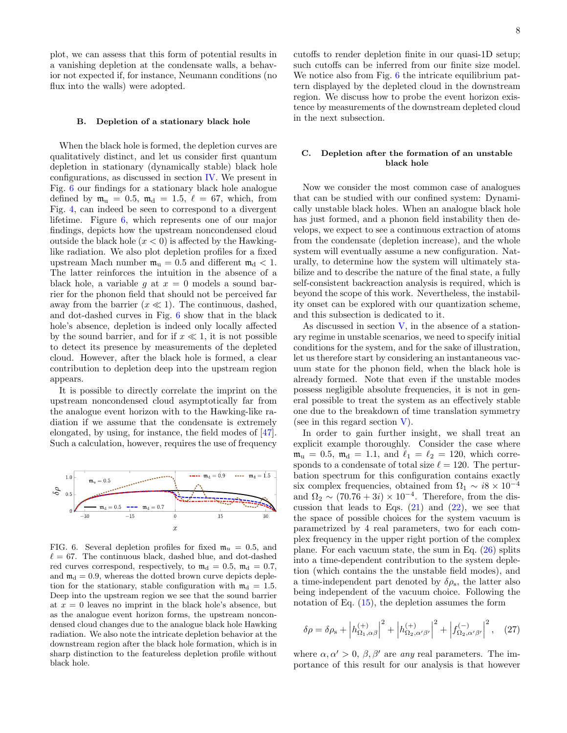plot, we can assess that this form of potential results in a vanishing depletion at the condensate walls, a behavior not expected if, for instance, Neumann conditions (no flux into the walls) were adopted.

### B. Depletion of a stationary black hole

When the black hole is formed, the depletion curves are qualitatively distinct, and let us consider first quantum depletion in stationary (dynamically stable) black hole configurations, as discussed in section IV. We present in Fig. 6 our findings for a stationary black hole analogue defined by $\mathfrak{m}_{\mathrm{u}} = 0.5$, $\mathfrak{m}_{\mathrm{d}} = 1.5$, $\ell = 67$, which, from Fig. 4, can indeed be seen to correspond to a divergent lifetime. Figure 6, which represents one of our major findings, depicts how the upstream noncondensed cloud outside the black hole ($x < 0$) is affected by the Hawking-like radiation. We also plot depletion profiles for a fixed upstream Mach number $\mathfrak{m}_{\mathrm{u}} = 0.5$ and different $\mathfrak{m}_{\mathrm{d}} < 1$. The latter reinforces the intuition in the absence of a black hole, a variable $g$ at $x = 0$ models a sound barrier for the phonon field that should not be perceived far away from the barrier ($x \ll 1$). The continuous, dashed, and dot-dashed curves in Fig. 6 show that in the black hole's absence, depletion is indeed only locally affected by the sound barrier, and for if $x \ll 1$, it is not possible to detect its presence by measurements of the depleted cloud. However, after the black hole is formed, a clear contribution to depletion deep into the upstream region appears.

It is possible to directly correlate the imprint on the upstream noncondensed cloud asymptotically far from the analogue event horizon with to the Hawking-like radiation if we assume that the condensate is extremely elongated, by using, for instance, the field modes of [47]. Such a calculation, however, requires the use of frequency cutoffs to render depletion finite in our quasi-1D setup; such cutoffs can be inferred from our finite size model. We notice also from Fig. 6 the intricate equilibrium pattern displayed by the depleted cloud in the downstream region. We discuss how to probe the event horizon existence by measurements of the downstream depleted cloud in the next subsection.

FIG. 6. Several depletion profiles for fixed $\mathfrak{m}_{\mathrm{u}} = 0.5$, and $\ell = 67$. The continuous black, dashed blue, and dot-dashed red curves correspond, respectively, to $\mathfrak{m}_{\mathrm{d}} = 0.5$, $\mathfrak{m}_{\mathrm{d}} = 0.7$, and $\mathfrak{m}_{\mathrm{d}} = 0.9$, whereas the dotted brown curve depicts depletion for the stationary, stable configuration with $\mathfrak{m}_{\mathrm{d}} = 1.5$. Deep into the upstream region we see that the sound barrier at $x = 0$ leaves no imprint in the black hole's absence, but as the analogue event horizon forms, the upstream noncondensed cloud changes due to the analogue black hole Hawking radiation. We also note the intricate depletion behavior at the downstream region after the black hole formation, which is in sharp distinction to the featureless depletion profile without black hole.

### C. Depletion after the formation of an unstable black hole

Now we consider the most common case of analogues that can be studied with our confined system: Dynamically unstable black holes. When an analogue black hole has just formed, and a phonon field instability then develops, we expect to see a continuous extraction of atoms from the condensate (depletion increase), and the whole system will eventually assume a new configuration. Naturally, to determine how the system will ultimately stabilize and to describe the nature of the final state, a fully self-consistent backreaction analysis is required, which is beyond the scope of this work. Nevertheless, the instability onset can be explored with our quantization scheme, and this subsection is dedicated to it.

As discussed in section V, in the absence of a stationary regime in unstable scenarios, we need to specify initial conditions for the system, and for the sake of illustration, let us therefore start by considering an instantaneous vacuum state for the phonon field, when the black hole is already formed. Note that even if the unstable modes possess negligible absolute frequencies, it is not in general possible to treat the system as an effectively stable one due to the breakdown of time translation symmetry (see in this regard section V).

In order to gain further insight, we shall treat an explicit example thoroughly. Consider the case where $\mathfrak{m}_{\mathrm{u}} = 0.5$, $\mathfrak{m}_{\mathrm{d}} = 1.1$, and $\ell_1 = \ell_2 = 120$, which corresponds to a condensate of total size $\ell = 120$. The perturbation spectrum for this configuration contains exactly six complex frequencies, obtained from $\Omega_1 \sim i8 \times 10^{-4}$ and $\Omega_2 \sim (70.76 + 3i) \times 10^{-4}$. Therefore, from the discussion that leads to Eqs. (21) and (22), we see that the space of possible choices for the system vacuum is parametrized by 4 real parameters, two for each complex frequency in the upper right portion of the complex plane. For each vacuum state, the sum in Eq. (26) splits into a time-dependent contribution to the system depletion (which contains the the unstable field modes), and a time-independent part denoted by $\delta\rho_{\mathrm{s}}$, the latter also being independent of the vacuum choice. Following the notation of Eq. (15), the depletion assumes the form

$$\delta\rho = \delta\rho_{\mathrm{s}} + \left|h^{(+)}_{\Omega_1,\alpha\beta}\right|^2 + \left|h^{(+)}_{\Omega_2,\alpha'\beta'}\right|^2 + \left|f^{(-)}_{\Omega_2,\alpha'\beta'}\right|^2, \quad (27)$$

where $\alpha, \alpha' > 0$, $\beta, \beta'$ are *any* real parameters. The importance of this result for our analysis is that however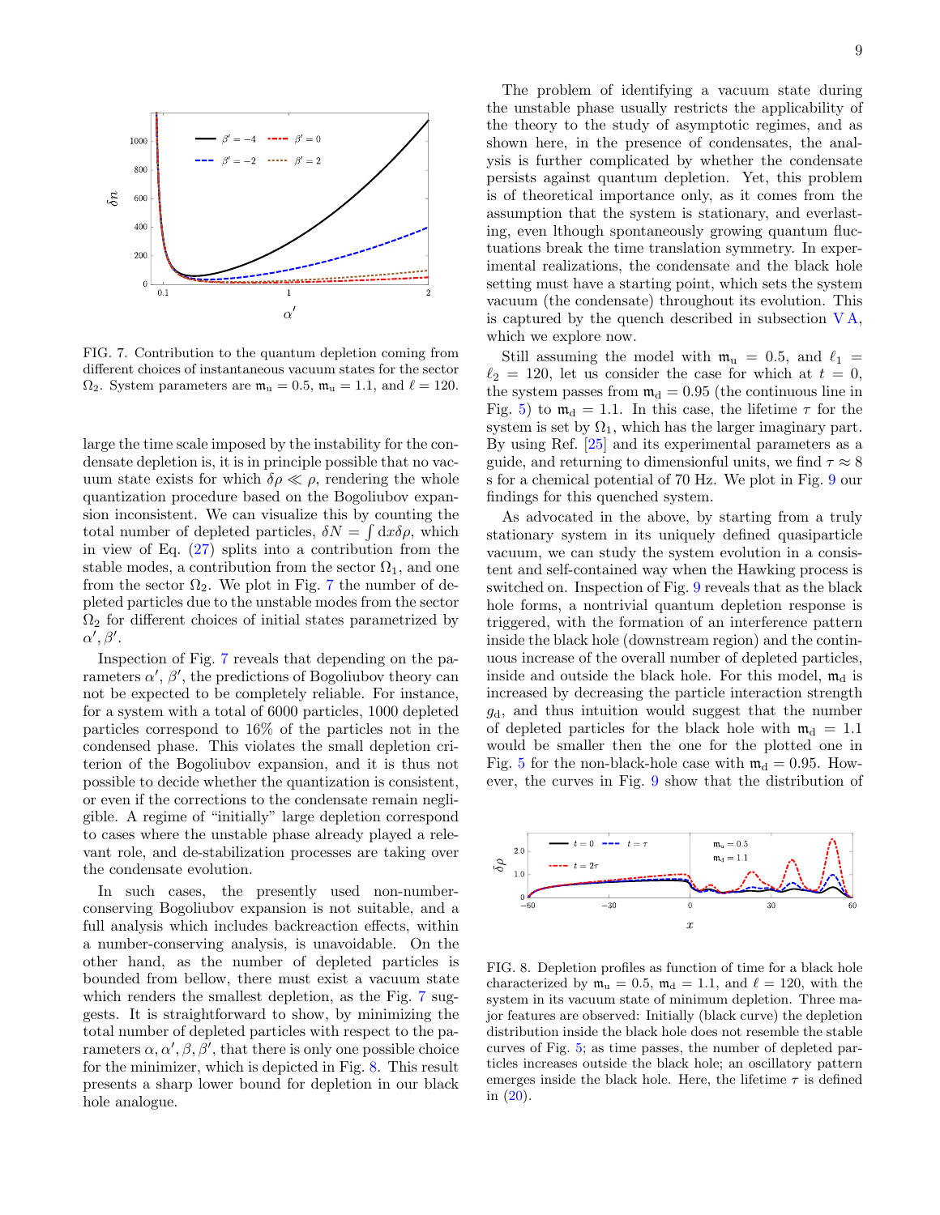FIG. 7. Contribution to the quantum depletion coming from different choices of instantaneous vacuum states for the sector $\Omega_2$. System parameters are $\mathfrak{m}_u = 0.5$, $\mathfrak{m}_u = 1.1$, and $\ell = 120$.

large the time scale imposed by the instability for the condensate depletion is, it is in principle possible that no vacuum state exists for which $\delta\rho \ll \rho$, rendering the whole quantization procedure based on the Bogoliubov expansion inconsistent. We can visualize this by counting the total number of depleted particles, $\delta N = \int \mathrm{d}x \delta\rho$, which in view of Eq. (27) splits into a contribution from the stable modes, a contribution from the sector $\Omega_1$, and one from the sector $\Omega_2$. We plot in Fig. 7 the number of depleted particles due to the unstable modes from the sector $\Omega_2$ for different choices of initial states parametrized by $\alpha', \beta'$.

Inspection of Fig. 7 reveals that depending on the parameters $\alpha'$, $\beta'$, the predictions of Bogoliubov theory can not be expected to be completely reliable. For instance, for a system with a total of 6000 particles, 1000 depleted particles correspond to 16% of the particles not in the condensed phase. This violates the small depletion criterion of the Bogoliubov expansion, and it is thus not possible to decide whether the quantization is consistent, or even if the corrections to the condensate remain negligible. A regime of "initially" large depletion correspond to cases where the unstable phase already played a relevant role, and de-stabilization processes are taking over the condensate evolution.

In such cases, the presently used non-number-conserving Bogoliubov expansion is not suitable, and a full analysis which includes backreaction effects, within a number-conserving analysis, is unavoidable. On the other hand, as the number of depleted particles is bounded from bellow, there must exist a vacuum state which renders the smallest depletion, as the Fig. 7 suggests. It is straightforward to show, by minimizing the total number of depleted particles with respect to the parameters $\alpha, \alpha', \beta, \beta'$, that there is only one possible choice for the minimizer, which is depicted in Fig. 8. This result presents a sharp lower bound for depletion in our black hole analogue.

The problem of identifying a vacuum state during the unstable phase usually restricts the applicability of the theory to the study of asymptotic regimes, and as shown here, in the presence of condensates, the analysis is further complicated by whether the condensate persists against quantum depletion. Yet, this problem is of theoretical importance only, as it comes from the assumption that the system is stationary, and everlasting, even lthough spontaneously growing quantum fluctuations break the time translation symmetry. In experimental realizations, the condensate and the black hole setting must have a starting point, which sets the system vacuum (the condensate) throughout its evolution. This is captured by the quench described in subsection V A, which we explore now.

Still assuming the model with $\mathfrak{m}_u = 0.5$, and $\ell_1 = \ell_2 = 120$, let us consider the case for which at $t = 0$, the system passes from $\mathfrak{m}_d = 0.95$ (the continuous line in Fig. 5) to $\mathfrak{m}_d = 1.1$. In this case, the lifetime $\tau$ for the system is set by $\Omega_1$, which has the larger imaginary part. By using Ref. [25] and its experimental parameters as a guide, and returning to dimensional units, we find $\tau \approx 8$ s for a chemical potential of 70 Hz. We plot in Fig. 9 our findings for this quenched system.

As advocated in the above, by starting from a truly stationary system in its uniquely defined quasiparticle vacuum, we can study the system evolution in a consistent and self-contained way when the Hawking process is switched on. Inspection of Fig. 9 reveals that as the black hole forms, a nontrivial quantum depletion response is triggered, with the formation of an interference pattern inside the black hole (downstream region) and the continuous increase of the overall number of depleted particles, inside and outside the black hole. For this model, $\mathfrak{m}_d$ is increased by decreasing the particle interaction strength $g_d$, and thus intuition would suggest that the number of depleted particles for the black hole with $\mathfrak{m}_d = 1.1$ would be smaller then the one for the plotted one in Fig. 5 for the non-black-hole case with $\mathfrak{m}_d = 0.95$. However, the curves in Fig. 9 show that the distribution of

FIG. 8. Depletion profiles as function of time for a black hole characterized by $\mathfrak{m}_u = 0.5$, $\mathfrak{m}_d = 1.1$, and $\ell = 120$, with the system in its vacuum state of minimum depletion. Three major features are observed: Initially (black curve) the depletion distribution inside the black hole does not resemble the stable curves of Fig. 5; as time passes, the number of depleted particles increases outside the black hole; an oscillatory pattern emerges inside the black hole. Here, the lifetime $\tau$ is defined in (20).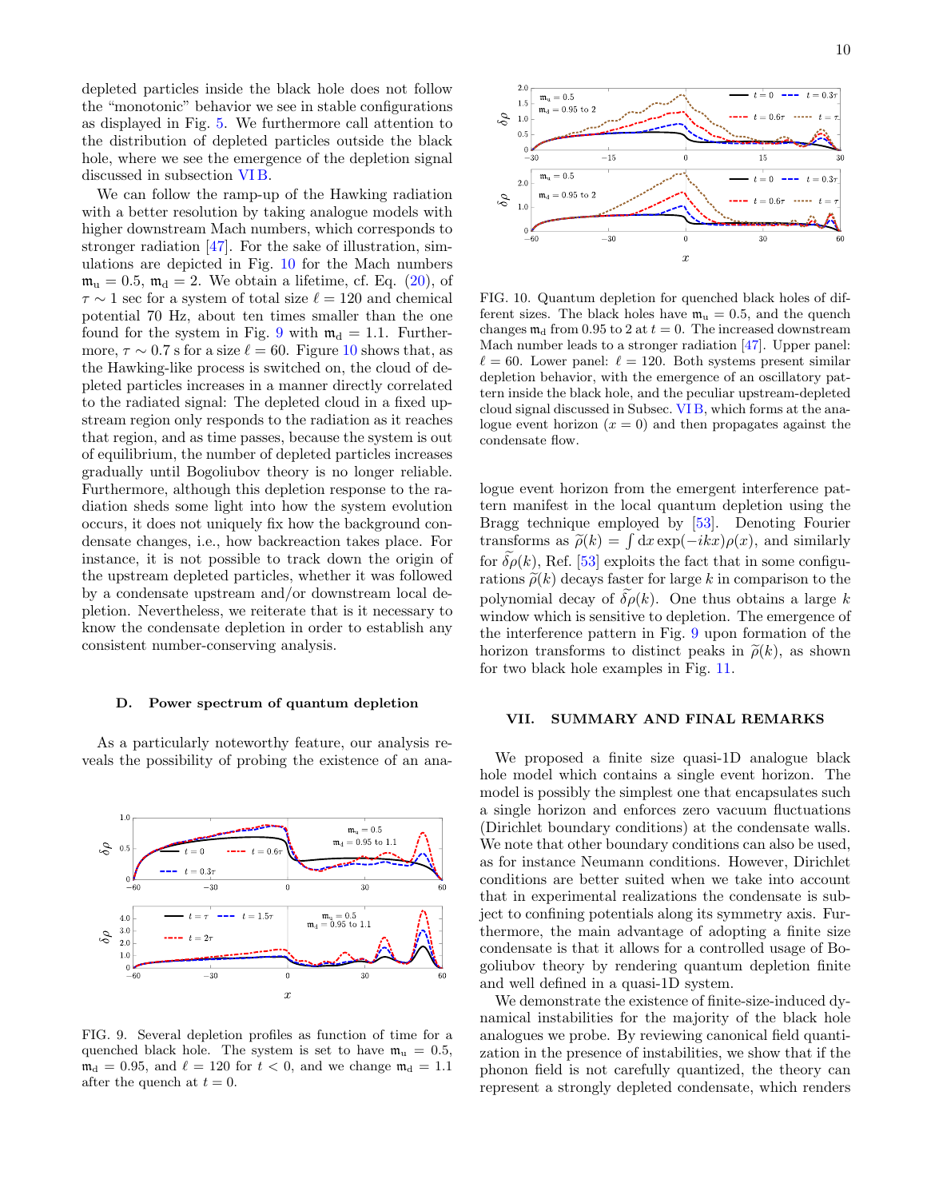depleted particles inside the black hole does not follow the "monotonic" behavior we see in stable configurations as displayed in Fig. 5. We furthermore call attention to the distribution of depleted particles outside the black hole, where we see the emergence of the depletion signal discussed in subsection VI B.

We can follow the ramp-up of the Hawking radiation with a better resolution by taking analogue models with higher downstream Mach numbers, which corresponds to stronger radiation [47]. For the sake of illustration, simulations are depicted in Fig. 10 for the Mach numbers $\mathfrak{m}_\mathrm{u} = 0.5$, $\mathfrak{m}_\mathrm{d} = 2$. We obtain a lifetime, cf. Eq. (20), of $\tau \sim 1$ sec for a system of total size $\ell = 120$ and chemical potential 70 Hz, about ten times smaller than the one found for the system in Fig. 9 with $\mathfrak{m}_\mathrm{d} = 1.1$. Furthermore, $\tau \sim 0.7$ s for a size $\ell = 60$. Figure 10 shows that, as the Hawking-like process is switched on, the cloud of depleted particles increases in a manner directly correlated to the radiated signal: The depleted cloud in a fixed upstream region only responds to the radiation as it reaches that region, and as time passes, because the system is out of equilibrium, the number of depleted particles increases gradually until Bogoliubov theory is no longer reliable. Furthermore, although this depletion response to the radiation sheds some light into how the system evolution occurs, it does not uniquely fix how the background condensate changes, i.e., how backreaction takes place. For instance, it is not possible to track down the origin of the upstream depleted particles, whether it was followed by a condensate upstream and/or downstream local depletion. Nevertheless, we reiterate that is it necessary to know the condensate depletion in order to establish any consistent number-conserving analysis.

### D. Power spectrum of quantum depletion

As a particularly noteworthy feature, our analysis reveals the possibility of probing the existence of an analogue event horizon from the emergent interference pattern manifest in the local quantum depletion using the Bragg technique employed by [53]. Denoting Fourier transforms as $\widetilde{\rho}(k) = \int \mathrm{d}x \exp(-ikx)\rho(x)$, and similarly for $\widetilde{\delta\rho}(k)$, Ref. [53] exploits the fact that in some configurations $\widetilde{\rho}(k)$ decays faster for large $k$ in comparison to the polynomial decay of $\widetilde{\delta\rho}(k)$. One thus obtains a large $k$ window which is sensitive to depletion. The emergence of the interference pattern in Fig. 9 upon formation of the horizon transforms to distinct peaks in $\widetilde{\rho}(k)$, as shown for two black hole examples in Fig. 11.

FIG. 9. Several depletion profiles as function of time for a quenched black hole. The system is set to have $\mathfrak{m}_\mathrm{u} = 0.5$, $\mathfrak{m}_\mathrm{d} = 0.95$, and $\ell = 120$ for $t < 0$, and we change $\mathfrak{m}_\mathrm{d} = 1.1$ after the quench at $t = 0$.

FIG. 10. Quantum depletion for quenched black holes of different sizes. The black holes have $\mathfrak{m}_\mathrm{u} = 0.5$, and the quench changes $\mathfrak{m}_\mathrm{d}$ from 0.95 to 2 at $t = 0$. The increased downstream Mach number leads to a stronger radiation [47]. Upper panel: $\ell = 60$. Lower panel: $\ell = 120$. Both systems present similar depletion behavior, with the emergence of an oscillatory pattern inside the black hole, and the peculiar upstream-depleted cloud signal discussed in Subsec. VI B, which forms at the analogue event horizon ($x = 0$) and then propagates against the condensate flow.

## VII. SUMMARY AND FINAL REMARKS

We proposed a finite size quasi-1D analogue black hole model which contains a single event horizon. The model is possibly the simplest one that encapsulates such a single horizon and enforces zero vacuum fluctuations (Dirichlet boundary conditions) at the condensate walls. We note that other boundary conditions can also be used, as for instance Neumann conditions. However, Dirichlet conditions are better suited when we take into account that in experimental realizations the condensate is subject to confining potentials along its symmetry axis. Furthermore, the main advantage of adopting a finite size condensate is that it allows for a controlled usage of Bogoliubov theory by rendering quantum depletion finite and well defined in a quasi-1D system.

We demonstrate the existence of finite-size-induced dynamical instabilities for the majority of the black hole analogues we probe. By reviewing canonical field quantization in the presence of instabilities, we show that if the phonon field is not carefully quantized, the theory can represent a strongly depleted condensate, which renders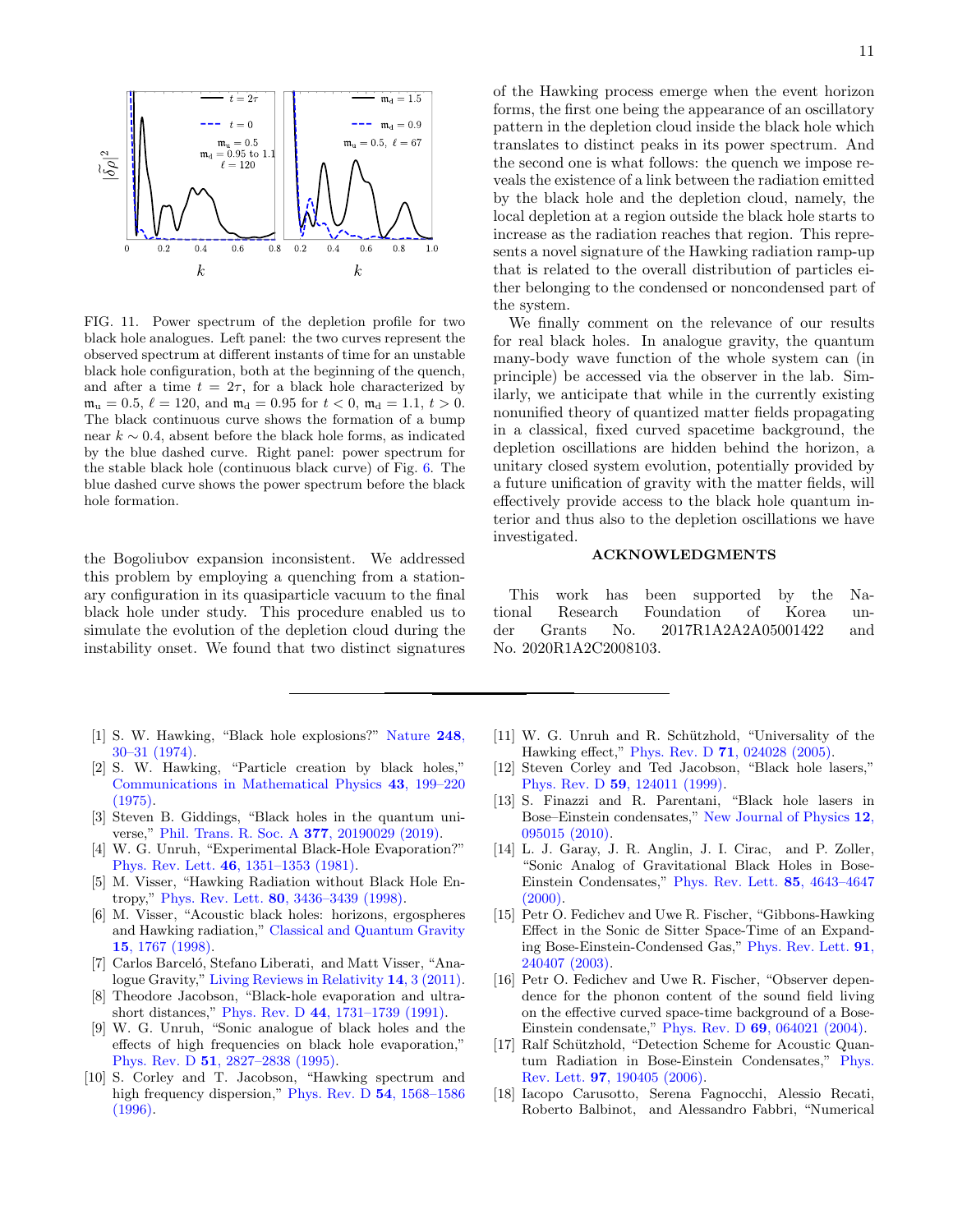FIG. 11. Power spectrum of the depletion profile for two black hole analogues. Left panel: the two curves represent the observed spectrum at different instants of time for an unstable black hole configuration, both at the beginning of the quench, and after a time $t = 2\tau$, for a black hole characterized by $\mathfrak{m}_u = 0.5$, $\ell = 120$, and $\mathfrak{m}_d = 0.95$ for $t < 0$, $\mathfrak{m}_d = 1.1$, $t > 0$. The black continuous curve shows the formation of a bump near $k \sim 0.4$, absent before the black hole forms, as indicated by the blue dashed curve. Right panel: power spectrum for the stable black hole (continuous black curve) of Fig. 6. The blue dashed curve shows the power spectrum before the black hole formation.

the Bogoliubov expansion inconsistent. We addressed this problem by employing a quenching from a stationary configuration in its quasiparticle vacuum to the final black hole under study. This procedure enabled us to simulate the evolution of the depletion cloud during the instability onset. We found that two distinct signatures of the Hawking process emerge when the event horizon forms, the first one being the appearance of an oscillatory pattern in the depletion cloud inside the black hole which translates to distinct peaks in its power spectrum. And the second one is what follows: the quench we impose reveals the existence of a link between the radiation emitted by the black hole and the depletion cloud, namely, the local depletion at a region outside the black hole starts to increase as the radiation reaches that region. This represents a novel signature of the Hawking radiation ramp-up that is related to the overall distribution of particles either belonging to the condensed or noncondensed part of the system.

We finally comment on the relevance of our results for real black holes. In analogue gravity, the quantum many-body wave function of the whole system can (in principle) be accessed via the observer in the lab. Similarly, we anticipate that while in the currently existing nonunified theory of quantized matter fields propagating in a classical, fixed curved spacetime background, the depletion oscillations are hidden behind the horizon, a unitary closed system evolution, potentially provided by a future unification of gravity with the matter fields, will effectively provide access to the black hole quantum interior and thus also to the depletion oscillations we have investigated.

## ACKNOWLEDGMENTS

This work has been supported by the National Research Foundation of Korea under Grants No. 2017R1A2A2A05001422 and No. 2020R1A2C2008103.

---

[1] S. W. Hawking, "Black hole explosions?" Nature **248**, 30–31 (1974).

[2] S. W. Hawking, "Particle creation by black holes," Communications in Mathematical Physics **43**, 199–220 (1975).

[3] Steven B. Giddings, "Black holes in the quantum universe," Phil. Trans. R. Soc. A **377**, 20190029 (2019).

[4] W. G. Unruh, "Experimental Black-Hole Evaporation?" Phys. Rev. Lett. **46**, 1351–1353 (1981).

[5] M. Visser, "Hawking Radiation without Black Hole Entropy," Phys. Rev. Lett. **80**, 3436–3439 (1998).

[6] M. Visser, "Acoustic black holes: horizons, ergospheres and Hawking radiation," Classical and Quantum Gravity **15**, 1767 (1998).

[7] Carlos Barceló, Stefano Liberati, and Matt Visser, "Analogue Gravity," Living Reviews in Relativity **14**, 3 (2011).

[8] Theodore Jacobson, "Black-hole evaporation and ultrashort distances," Phys. Rev. D **44**, 1731–1739 (1991).

[9] W. G. Unruh, "Sonic analogue of black holes and the effects of high frequencies on black hole evaporation," Phys. Rev. D **51**, 2827–2838 (1995).

[10] S. Corley and T. Jacobson, "Hawking spectrum and high frequency dispersion," Phys. Rev. D **54**, 1568–1586 (1996).

[11] W. G. Unruh and R. Schützhold, "Universality of the Hawking effect," Phys. Rev. D **71**, 024028 (2005).

[12] Steven Corley and Ted Jacobson, "Black hole lasers," Phys. Rev. D **59**, 124011 (1999).

[13] S. Finazzi and R. Parentani, "Black hole lasers in Bose–Einstein condensates," New Journal of Physics **12**, 095015 (2010).

[14] L. J. Garay, J. R. Anglin, J. I. Cirac, and P. Zoller, "Sonic Analog of Gravitational Black Holes in Bose-Einstein Condensates," Phys. Rev. Lett. **85**, 4643–4647 (2000).

[15] Petr O. Fedichev and Uwe R. Fischer, "Gibbons-Hawking Effect in the Sonic de Sitter Space-Time of an Expanding Bose-Einstein-Condensed Gas," Phys. Rev. Lett. **91**, 240407 (2003).

[16] Petr O. Fedichev and Uwe R. Fischer, "Observer dependence for the phonon content of the sound field living on the effective curved space-time background of a Bose-Einstein condensate," Phys. Rev. D **69**, 064021 (2004).

[17] Ralf Schützhold, "Detection Scheme for Acoustic Quantum Radiation in Bose-Einstein Condensates," Phys. Rev. Lett. **97**, 190405 (2006).

[18] Iacopo Carusotto, Serena Fagnocchi, Alessio Recati, Roberto Balbinot, and Alessandro Fabbri, "Numerical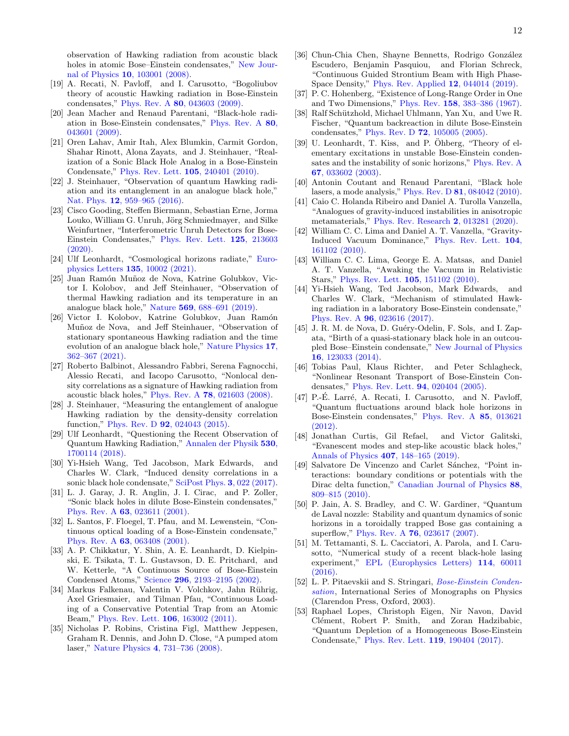observation of Hawking radiation from acoustic black holes in atomic Bose–Einstein condensates," New Journal of Physics **10**, 103001 (2008).

[19] A. Recati, N. Pavloff, and I. Carusotto, "Bogoliubov theory of acoustic Hawking radiation in Bose-Einstein condensates," Phys. Rev. A **80**, 043603 (2009).

[20] Jean Macher and Renaud Parentani, "Black-hole radiation in Bose-Einstein condensates," Phys. Rev. A **80**, 043601 (2009).

[21] Oren Lahav, Amir Itah, Alex Blumkin, Carmit Gordon, Shahar Rinott, Alona Zayats, and J. Steinhauer, "Realization of a Sonic Black Hole Analog in a Bose-Einstein Condensate," Phys. Rev. Lett. **105**, 240401 (2010).

[22] J. Steinhauer, "Observation of quantum Hawking radiation and its entanglement in an analogue black hole," Nat. Phys. **12**, 959–965 (2016).

[23] Cisco Gooding, Steffen Biermann, Sebastian Erne, Jorma Louko, William G. Unruh, Jörg Schmiedmayer, and Silke Weinfurtner, "Interferometric Unruh Detectors for Bose-Einstein Condensates," Phys. Rev. Lett. **125**, 213603 (2020).

[24] Ulf Leonhardt, "Cosmological horizons radiate," Europhysics Letters **135**, 10002 (2021).

[25] Juan Ramón Muñoz de Nova, Katrine Golubkov, Victor I. Kolobov, and Jeff Steinhauer, "Observation of thermal Hawking radiation and its temperature in an analogue black hole," Nature **569**, 688–691 (2019).

[26] Victor I. Kolobov, Katrine Golubkov, Juan Ramón Muñoz de Nova, and Jeff Steinhauer, "Observation of stationary spontaneous Hawking radiation and the time evolution of an analogue black hole," Nature Physics **17**, 362–367 (2021).

[27] Roberto Balbinot, Alessandro Fabbri, Serena Fagnocchi, Alessio Recati, and Iacopo Carusotto, "Nonlocal density correlations as a signature of Hawking radiation from acoustic black holes," Phys. Rev. A **78**, 021603 (2008).

[28] J. Steinhauer, "Measuring the entanglement of analogue Hawking radiation by the density-density correlation function," Phys. Rev. D **92**, 024043 (2015).

[29] Ulf Leonhardt, "Questioning the Recent Observation of Quantum Hawking Radiation," Annalen der Physik **530**, 1700114 (2018).

[30] Yi-Hsieh Wang, Ted Jacobson, Mark Edwards, and Charles W. Clark, "Induced density correlations in a sonic black hole condensate," SciPost Phys. **3**, 022 (2017).

[31] L. J. Garay, J. R. Anglin, J. I. Cirac, and P. Zoller, "Sonic black holes in dilute Bose-Einstein condensates," Phys. Rev. A **63**, 023611 (2001).

[32] L. Santos, F. Floegel, T. Pfau, and M. Lewenstein, "Continuous optical loading of a Bose-Einstein condensate," Phys. Rev. A **63**, 063408 (2001).

[33] A. P. Chikkatur, Y. Shin, A. E. Leanhardt, D. Kielpinski, E. Tsikata, T. L. Gustavson, D. E. Pritchard, and W. Ketterle, "A Continuous Source of Bose-Einstein Condensed Atoms," Science **296**, 2193–2195 (2002).

[34] Markus Falkenau, Valentin V. Volchkov, Jahn Rührig, Axel Griesmaier, and Tilman Pfau, "Continuous Loading of a Conservative Potential Trap from an Atomic Beam," Phys. Rev. Lett. **106**, 163002 (2011).

[35] Nicholas P. Robins, Cristina Figl, Matthew Jeppesen, Graham R. Dennis, and John D. Close, "A pumped atom laser," Nature Physics **4**, 731–736 (2008).

[36] Chun-Chia Chen, Shayne Bennetts, Rodrigo González Escudero, Benjamin Pasquiou, and Florian Schreck, "Continuous Guided Strontium Beam with High Phase-Space Density," Phys. Rev. Applied **12**, 044014 (2019).

[37] P. C. Hohenberg, "Existence of Long-Range Order in One and Two Dimensions," Phys. Rev. **158**, 383–386 (1967).

[38] Ralf Schützhold, Michael Uhlmann, Yan Xu, and Uwe R. Fischer, "Quantum backreaction in dilute Bose-Einstein condensates," Phys. Rev. D **72**, 105005 (2005).

[39] U. Leonhardt, T. Kiss, and P. Öhberg, "Theory of elementary excitations in unstable Bose-Einstein condensates and the instability of sonic horizons," Phys. Rev. A **67**, 033602 (2003).

[40] Antonin Coutant and Renaud Parentani, "Black hole lasers, a mode analysis," Phys. Rev. D **81**, 084042 (2010).

[41] Caio C. Holanda Ribeiro and Daniel A. Turolla Vanzella, "Analogues of gravity-induced instabilities in anisotropic metamaterials," Phys. Rev. Research **2**, 013281 (2020).

[42] William C. C. Lima and Daniel A. T. Vanzella, "Gravity-Induced Vacuum Dominance," Phys. Rev. Lett. **104**, 161102 (2010).

[43] William C. C. Lima, George E. A. Matsas, and Daniel A. T. Vanzella, "Awaking the Vacuum in Relativistic Stars," Phys. Rev. Lett. **105**, 151102 (2010).

[44] Yi-Hsieh Wang, Ted Jacobson, Mark Edwards, and Charles W. Clark, "Mechanism of stimulated Hawking radiation in a laboratory Bose-Einstein condensate," Phys. Rev. A **96**, 023616 (2017).

[45] J. R. M. de Nova, D. Guéry-Odelin, F. Sols, and I. Zapata, "Birth of a quasi-stationary black hole in an outcoupled Bose–Einstein condensate," New Journal of Physics **16**, 123033 (2014).

[46] Tobias Paul, Klaus Richter, and Peter Schlagheck, "Nonlinear Resonant Transport of Bose-Einstein Condensates," Phys. Rev. Lett. **94**, 020404 (2005).

[47] P.-É. Larré, A. Recati, I. Carusotto, and N. Pavloff, "Quantum fluctuations around black hole horizons in Bose-Einstein condensates," Phys. Rev. A **85**, 013621 (2012).

[48] Jonathan Curtis, Gil Refael, and Victor Galitski, "Evanescent modes and step-like acoustic black holes," Annals of Physics **407**, 148–165 (2019).

[49] Salvatore De Vincenzo and Carlet Sánchez, "Point interactions: boundary conditions or potentials with the Dirac delta function," Canadian Journal of Physics **88**, 809–815 (2010).

[50] P. Jain, A. S. Bradley, and C. W. Gardiner, "Quantum de Laval nozzle: Stability and quantum dynamics of sonic horizons in a toroidally trapped Bose gas containing a superflow," Phys. Rev. A **76**, 023617 (2007).

[51] M. Tettamanti, S. L. Cacciatori, A. Parola, and I. Carusotto, "Numerical study of a recent black-hole lasing experiment," EPL (Europhysics Letters) **114**, 60011 (2016).

[52] L. P. Pitaevskii and S. Stringari, *Bose-Einstein Condensation*, International Series of Monographs on Physics (Clarendon Press, Oxford, 2003).

[53] Raphael Lopes, Christoph Eigen, Nir Navon, David Clément, Robert P. Smith, and Zoran Hadzibabic, "Quantum Depletion of a Homogeneous Bose-Einstein Condensate," Phys. Rev. Lett. **119**, 190404 (2017).